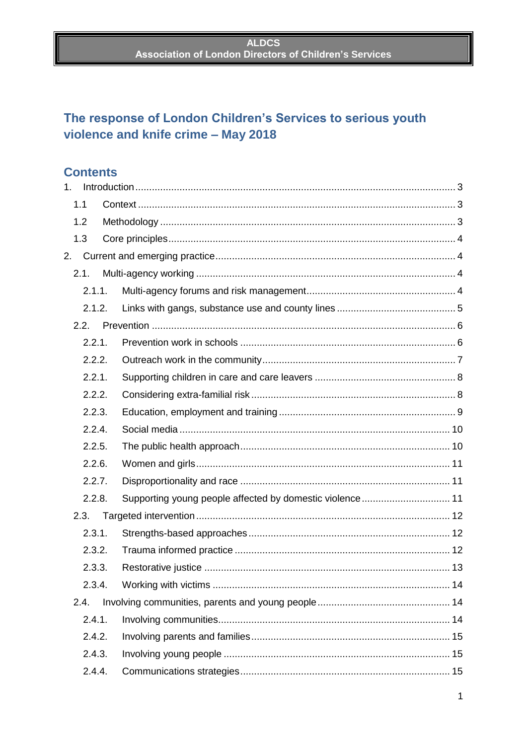**ALDCS**
**Association of London Directors of Children's Services**

# The response of London Children's Services to serious youth violence and knife crime – May 2018

## Contents

1. Introduction ..... 3
   - 1.1 Context ..... 3
   - 1.2 Methodology ..... 3
   - 1.3 Core principles ..... 4
2. Current and emerging practice ..... 4
   - 2.1. Multi-agency working ..... 4
     - 2.1.1. Multi-agency forums and risk management ..... 4
     - 2.1.2. Links with gangs, substance use and county lines ..... 5
   - 2.2. Prevention ..... 6
     - 2.2.1. Prevention work in schools ..... 6
     - 2.2.2. Outreach work in the community ..... 7
     - 2.2.1. Supporting children in care and care leavers ..... 8
     - 2.2.2. Considering extra-familial risk ..... 8
     - 2.2.3. Education, employment and training ..... 9
     - 2.2.4. Social media ..... 10
     - 2.2.5. The public health approach ..... 10
     - 2.2.6. Women and girls ..... 11
     - 2.2.7. Disproportionality and race ..... 11
     - 2.2.8. Supporting young people affected by domestic violence ..... 11
   - 2.3. Targeted intervention ..... 12
     - 2.3.1. Strengths-based approaches ..... 12
     - 2.3.2. Trauma informed practice ..... 12
     - 2.3.3. Restorative justice ..... 13
     - 2.3.4. Working with victims ..... 14
   - 2.4. Involving communities, parents and young people ..... 14
     - 2.4.1. Involving communities ..... 14
     - 2.4.2. Involving parents and families ..... 15
     - 2.4.3. Involving young people ..... 15
     - 2.4.4. Communications strategies ..... 15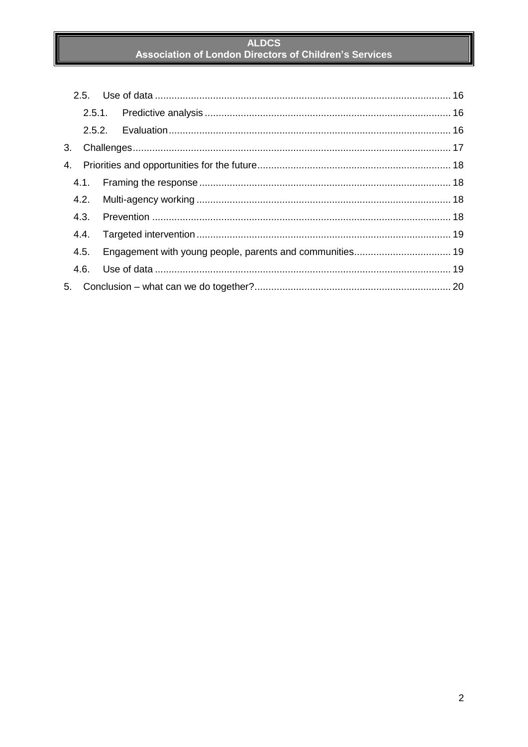- 2.5. Use of data ... 16
  - 2.5.1. Predictive analysis ... 16
  - 2.5.2. Evaluation ... 16
- 3. Challenges ... 17
- 4. Priorities and opportunities for the future ... 18
  - 4.1. Framing the response ... 18
  - 4.2. Multi-agency working ... 18
  - 4.3. Prevention ... 18
  - 4.4. Targeted intervention ... 19
  - 4.5. Engagement with young people, parents and communities ... 19
  - 4.6. Use of data ... 19
- 5. Conclusion – what can we do together? ... 20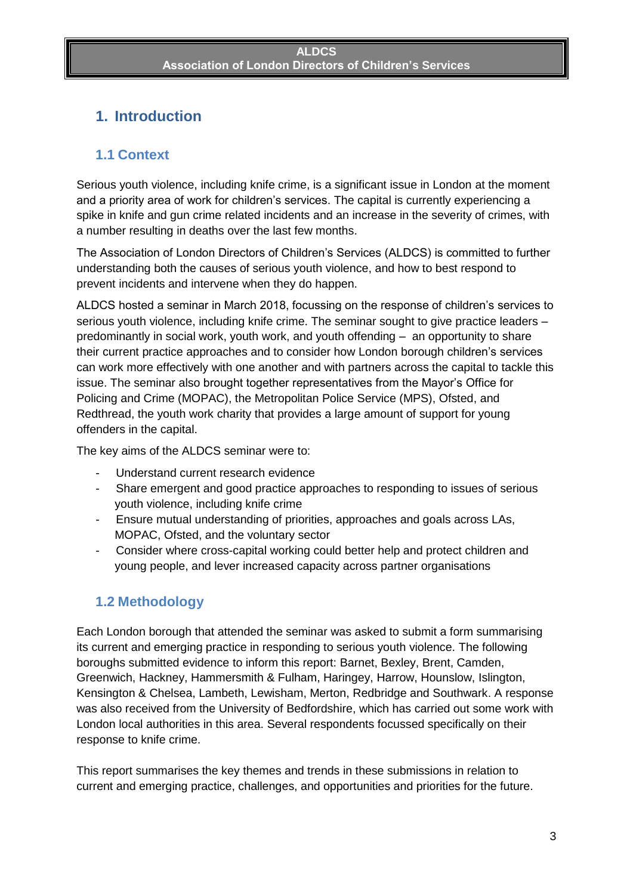# 1. Introduction

## 1.1 Context

Serious youth violence, including knife crime, is a significant issue in London at the moment and a priority area of work for children's services. The capital is currently experiencing a spike in knife and gun crime related incidents and an increase in the severity of crimes, with a number resulting in deaths over the last few months.

The Association of London Directors of Children's Services (ALDCS) is committed to further understanding both the causes of serious youth violence, and how to best respond to prevent incidents and intervene when they do happen.

ALDCS hosted a seminar in March 2018, focussing on the response of children's services to serious youth violence, including knife crime. The seminar sought to give practice leaders – predominantly in social work, youth work, and youth offending – an opportunity to share their current practice approaches and to consider how London borough children's services can work more effectively with one another and with partners across the capital to tackle this issue. The seminar also brought together representatives from the Mayor's Office for Policing and Crime (MOPAC), the Metropolitan Police Service (MPS), Ofsted, and Redthread, the youth work charity that provides a large amount of support for young offenders in the capital.

The key aims of the ALDCS seminar were to:

- Understand current research evidence
- Share emergent and good practice approaches to responding to issues of serious youth violence, including knife crime
- Ensure mutual understanding of priorities, approaches and goals across LAs, MOPAC, Ofsted, and the voluntary sector
- Consider where cross-capital working could better help and protect children and young people, and lever increased capacity across partner organisations

## 1.2 Methodology

Each London borough that attended the seminar was asked to submit a form summarising its current and emerging practice in responding to serious youth violence. The following boroughs submitted evidence to inform this report: Barnet, Bexley, Brent, Camden, Greenwich, Hackney, Hammersmith & Fulham, Haringey, Harrow, Hounslow, Islington, Kensington & Chelsea, Lambeth, Lewisham, Merton, Redbridge and Southwark. A response was also received from the University of Bedfordshire, which has carried out some work with London local authorities in this area. Several respondents focussed specifically on their response to knife crime.

This report summarises the key themes and trends in these submissions in relation to current and emerging practice, challenges, and opportunities and priorities for the future.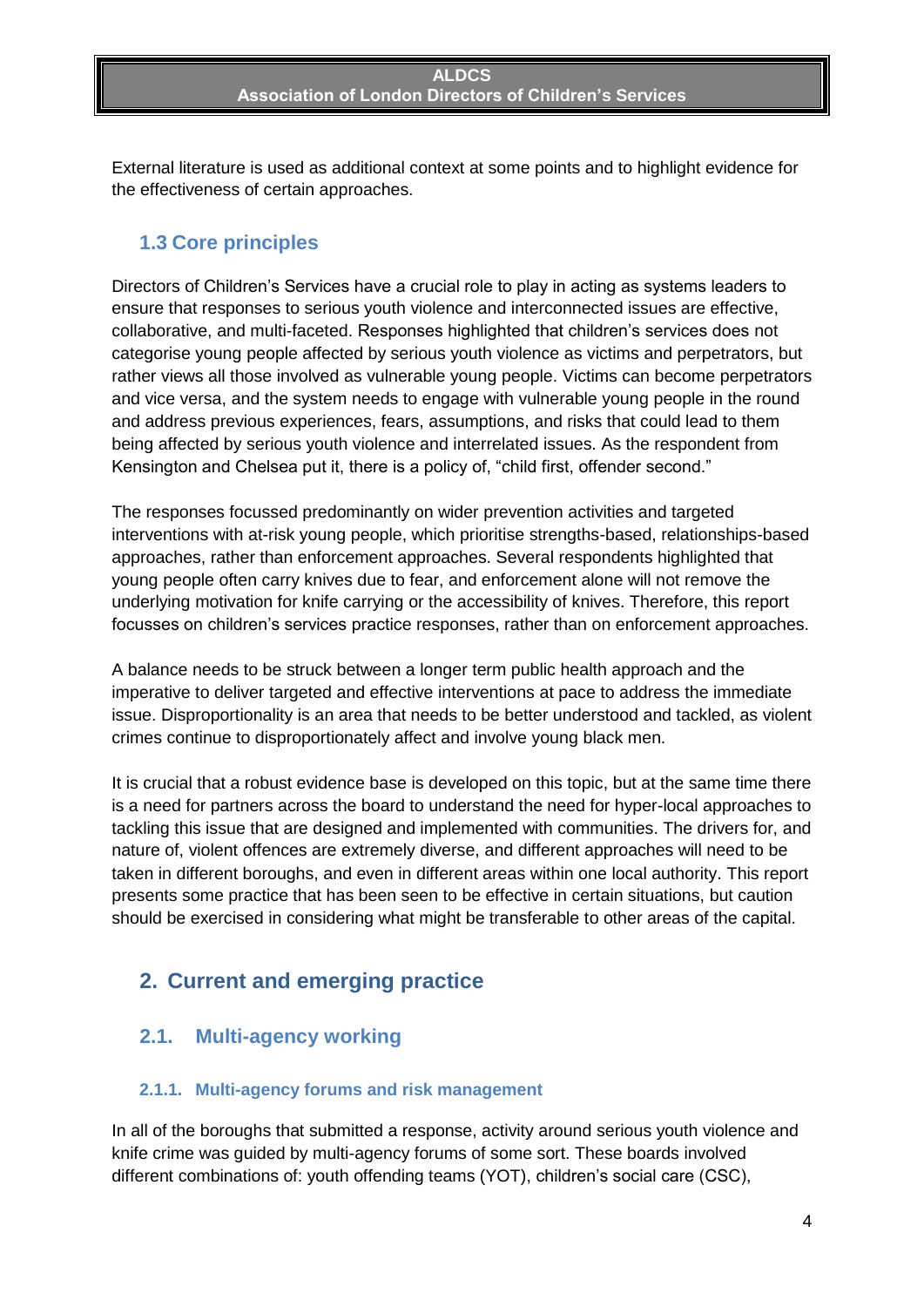External literature is used as additional context at some points and to highlight evidence for the effectiveness of certain approaches.

## 1.3 Core principles

Directors of Children's Services have a crucial role to play in acting as systems leaders to ensure that responses to serious youth violence and interconnected issues are effective, collaborative, and multi-faceted. Responses highlighted that children's services does not categorise young people affected by serious youth violence as victims and perpetrators, but rather views all those involved as vulnerable young people. Victims can become perpetrators and vice versa, and the system needs to engage with vulnerable young people in the round and address previous experiences, fears, assumptions, and risks that could lead to them being affected by serious youth violence and interrelated issues. As the respondent from Kensington and Chelsea put it, there is a policy of, "child first, offender second."

The responses focussed predominantly on wider prevention activities and targeted interventions with at-risk young people, which prioritise strengths-based, relationships-based approaches, rather than enforcement approaches. Several respondents highlighted that young people often carry knives due to fear, and enforcement alone will not remove the underlying motivation for knife carrying or the accessibility of knives. Therefore, this report focusses on children's services practice responses, rather than on enforcement approaches.

A balance needs to be struck between a longer term public health approach and the imperative to deliver targeted and effective interventions at pace to address the immediate issue. Disproportionality is an area that needs to be better understood and tackled, as violent crimes continue to disproportionately affect and involve young black men.

It is crucial that a robust evidence base is developed on this topic, but at the same time there is a need for partners across the board to understand the need for hyper-local approaches to tackling this issue that are designed and implemented with communities. The drivers for, and nature of, violent offences are extremely diverse, and different approaches will need to be taken in different boroughs, and even in different areas within one local authority. This report presents some practice that has been seen to be effective in certain situations, but caution should be exercised in considering what might be transferable to other areas of the capital.

# 2. Current and emerging practice

## 2.1. Multi-agency working

### 2.1.1. Multi-agency forums and risk management

In all of the boroughs that submitted a response, activity around serious youth violence and knife crime was guided by multi-agency forums of some sort. These boards involved different combinations of: youth offending teams (YOT), children's social care (CSC),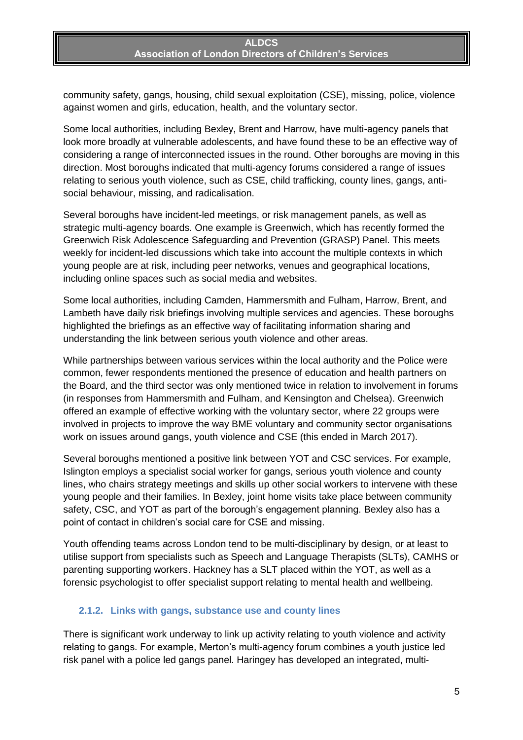community safety, gangs, housing, child sexual exploitation (CSE), missing, police, violence against women and girls, education, health, and the voluntary sector.

Some local authorities, including Bexley, Brent and Harrow, have multi-agency panels that look more broadly at vulnerable adolescents, and have found these to be an effective way of considering a range of interconnected issues in the round. Other boroughs are moving in this direction. Most boroughs indicated that multi-agency forums considered a range of issues relating to serious youth violence, such as CSE, child trafficking, county lines, gangs, anti-social behaviour, missing, and radicalisation.

Several boroughs have incident-led meetings, or risk management panels, as well as strategic multi-agency boards. One example is Greenwich, which has recently formed the Greenwich Risk Adolescence Safeguarding and Prevention (GRASP) Panel. This meets weekly for incident-led discussions which take into account the multiple contexts in which young people are at risk, including peer networks, venues and geographical locations, including online spaces such as social media and websites.

Some local authorities, including Camden, Hammersmith and Fulham, Harrow, Brent, and Lambeth have daily risk briefings involving multiple services and agencies. These boroughs highlighted the briefings as an effective way of facilitating information sharing and understanding the link between serious youth violence and other areas.

While partnerships between various services within the local authority and the Police were common, fewer respondents mentioned the presence of education and health partners on the Board, and the third sector was only mentioned twice in relation to involvement in forums (in responses from Hammersmith and Fulham, and Kensington and Chelsea). Greenwich offered an example of effective working with the voluntary sector, where 22 groups were involved in projects to improve the way BME voluntary and community sector organisations work on issues around gangs, youth violence and CSE (this ended in March 2017).

Several boroughs mentioned a positive link between YOT and CSC services. For example, Islington employs a specialist social worker for gangs, serious youth violence and county lines, who chairs strategy meetings and skills up other social workers to intervene with these young people and their families. In Bexley, joint home visits take place between community safety, CSC, and YOT as part of the borough's engagement planning. Bexley also has a point of contact in children's social care for CSE and missing.

Youth offending teams across London tend to be multi-disciplinary by design, or at least to utilise support from specialists such as Speech and Language Therapists (SLTs), CAMHS or parenting supporting workers. Hackney has a SLT placed within the YOT, as well as a forensic psychologist to offer specialist support relating to mental health and wellbeing.

#### 2.1.2. Links with gangs, substance use and county lines

There is significant work underway to link up activity relating to youth violence and activity relating to gangs. For example, Merton's multi-agency forum combines a youth justice led risk panel with a police led gangs panel. Haringey has developed an integrated, multi-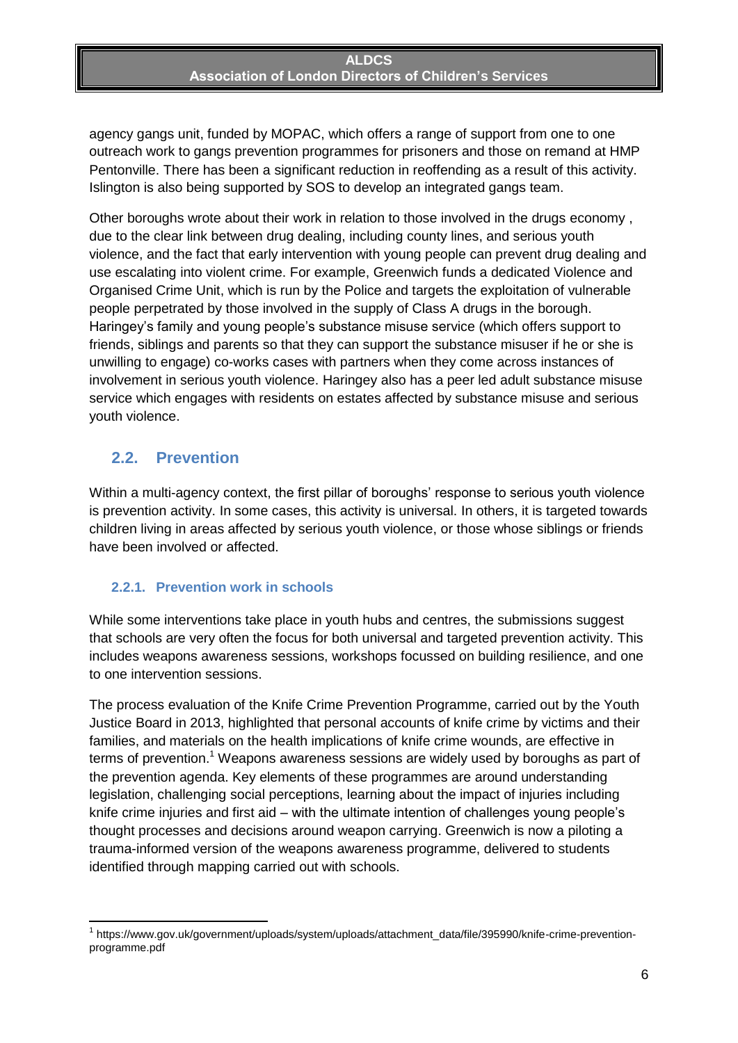agency gangs unit, funded by MOPAC, which offers a range of support from one to one outreach work to gangs prevention programmes for prisoners and those on remand at HMP Pentonville. There has been a significant reduction in reoffending as a result of this activity. Islington is also being supported by SOS to develop an integrated gangs team.

Other boroughs wrote about their work in relation to those involved in the drugs economy , due to the clear link between drug dealing, including county lines, and serious youth violence, and the fact that early intervention with young people can prevent drug dealing and use escalating into violent crime. For example, Greenwich funds a dedicated Violence and Organised Crime Unit, which is run by the Police and targets the exploitation of vulnerable people perpetrated by those involved in the supply of Class A drugs in the borough. Haringey's family and young people's substance misuse service (which offers support to friends, siblings and parents so that they can support the substance misuser if he or she is unwilling to engage) co-works cases with partners when they come across instances of involvement in serious youth violence. Haringey also has a peer led adult substance misuse service which engages with residents on estates affected by substance misuse and serious youth violence.

## 2.2. Prevention

Within a multi-agency context, the first pillar of boroughs' response to serious youth violence is prevention activity. In some cases, this activity is universal. In others, it is targeted towards children living in areas affected by serious youth violence, or those whose siblings or friends have been involved or affected.

### 2.2.1. Prevention work in schools

While some interventions take place in youth hubs and centres, the submissions suggest that schools are very often the focus for both universal and targeted prevention activity. This includes weapons awareness sessions, workshops focussed on building resilience, and one to one intervention sessions.

The process evaluation of the Knife Crime Prevention Programme, carried out by the Youth Justice Board in 2013, highlighted that personal accounts of knife crime by victims and their families, and materials on the health implications of knife crime wounds, are effective in terms of prevention.[1] Weapons awareness sessions are widely used by boroughs as part of the prevention agenda. Key elements of these programmes are around understanding legislation, challenging social perceptions, learning about the impact of injuries including knife crime injuries and first aid – with the ultimate intention of challenges young people's thought processes and decisions around weapon carrying. Greenwich is now a piloting a trauma-informed version of the weapons awareness programme, delivered to students identified through mapping carried out with schools.

[1] https://www.gov.uk/government/uploads/system/uploads/attachment_data/file/395990/knife-crime-prevention-programme.pdf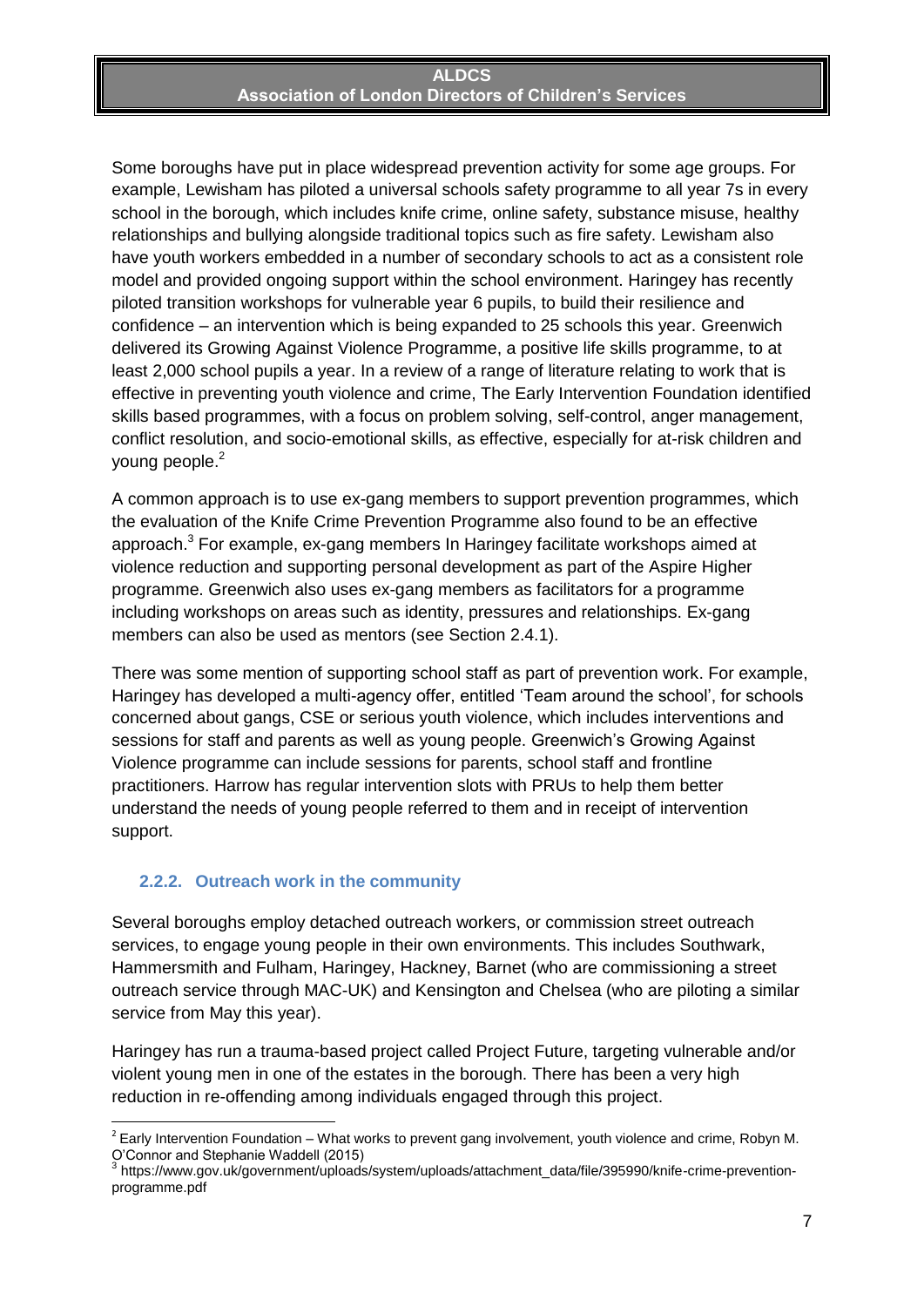Some boroughs have put in place widespread prevention activity for some age groups. For example, Lewisham has piloted a universal schools safety programme to all year 7s in every school in the borough, which includes knife crime, online safety, substance misuse, healthy relationships and bullying alongside traditional topics such as fire safety. Lewisham also have youth workers embedded in a number of secondary schools to act as a consistent role model and provided ongoing support within the school environment. Haringey has recently piloted transition workshops for vulnerable year 6 pupils, to build their resilience and confidence – an intervention which is being expanded to 25 schools this year. Greenwich delivered its Growing Against Violence Programme, a positive life skills programme, to at least 2,000 school pupils a year. In a review of a range of literature relating to work that is effective in preventing youth violence and crime, The Early Intervention Foundation identified skills based programmes, with a focus on problem solving, self-control, anger management, conflict resolution, and socio-emotional skills, as effective, especially for at-risk children and young people.[2]

A common approach is to use ex-gang members to support prevention programmes, which the evaluation of the Knife Crime Prevention Programme also found to be an effective approach.[3] For example, ex-gang members In Haringey facilitate workshops aimed at violence reduction and supporting personal development as part of the Aspire Higher programme. Greenwich also uses ex-gang members as facilitators for a programme including workshops on areas such as identity, pressures and relationships. Ex-gang members can also be used as mentors (see Section 2.4.1).

There was some mention of supporting school staff as part of prevention work. For example, Haringey has developed a multi-agency offer, entitled 'Team around the school', for schools concerned about gangs, CSE or serious youth violence, which includes interventions and sessions for staff and parents as well as young people. Greenwich's Growing Against Violence programme can include sessions for parents, school staff and frontline practitioners. Harrow has regular intervention slots with PRUs to help them better understand the needs of young people referred to them and in receipt of intervention support.

### 2.2.2. Outreach work in the community

Several boroughs employ detached outreach workers, or commission street outreach services, to engage young people in their own environments. This includes Southwark, Hammersmith and Fulham, Haringey, Hackney, Barnet (who are commissioning a street outreach service through MAC-UK) and Kensington and Chelsea (who are piloting a similar service from May this year).

Haringey has run a trauma-based project called Project Future, targeting vulnerable and/or violent young men in one of the estates in the borough. There has been a very high reduction in re-offending among individuals engaged through this project.

---

[2] Early Intervention Foundation – What works to prevent gang involvement, youth violence and crime, Robyn M. O'Connor and Stephanie Waddell (2015)

[3] https://www.gov.uk/government/uploads/system/uploads/attachment_data/file/395990/knife-crime-prevention-programme.pdf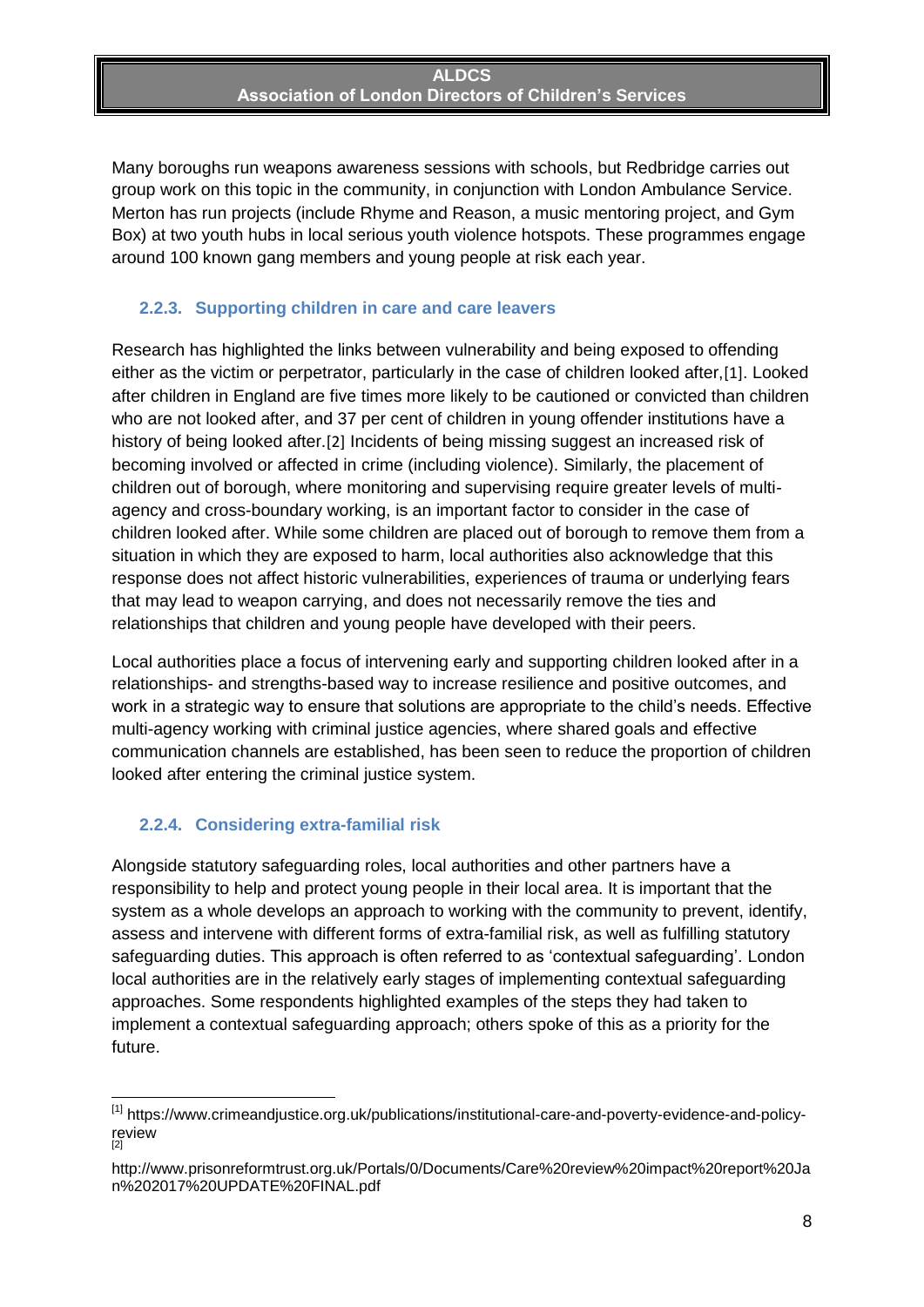Many boroughs run weapons awareness sessions with schools, but Redbridge carries out group work on this topic in the community, in conjunction with London Ambulance Service. Merton has run projects (include Rhyme and Reason, a music mentoring project, and Gym Box) at two youth hubs in local serious youth violence hotspots. These programmes engage around 100 known gang members and young people at risk each year.

### 2.2.3. Supporting children in care and care leavers

Research has highlighted the links between vulnerability and being exposed to offending either as the victim or perpetrator, particularly in the case of children looked after,[1]. Looked after children in England are five times more likely to be cautioned or convicted than children who are not looked after, and 37 per cent of children in young offender institutions have a history of being looked after.[2] Incidents of being missing suggest an increased risk of becoming involved or affected in crime (including violence). Similarly, the placement of children out of borough, where monitoring and supervising require greater levels of multi-agency and cross-boundary working, is an important factor to consider in the case of children looked after. While some children are placed out of borough to remove them from a situation in which they are exposed to harm, local authorities also acknowledge that this response does not affect historic vulnerabilities, experiences of trauma or underlying fears that may lead to weapon carrying, and does not necessarily remove the ties and relationships that children and young people have developed with their peers.

Local authorities place a focus of intervening early and supporting children looked after in a relationships- and strengths-based way to increase resilience and positive outcomes, and work in a strategic way to ensure that solutions are appropriate to the child's needs. Effective multi-agency working with criminal justice agencies, where shared goals and effective communication channels are established, has been seen to reduce the proportion of children looked after entering the criminal justice system.

### 2.2.4. Considering extra-familial risk

Alongside statutory safeguarding roles, local authorities and other partners have a responsibility to help and protect young people in their local area. It is important that the system as a whole develops an approach to working with the community to prevent, identify, assess and intervene with different forms of extra-familial risk, as well as fulfilling statutory safeguarding duties. This approach is often referred to as 'contextual safeguarding'. London local authorities are in the relatively early stages of implementing contextual safeguarding approaches. Some respondents highlighted examples of the steps they had taken to implement a contextual safeguarding approach; others spoke of this as a priority for the future.

---

[1] https://www.crimeandjustice.org.uk/publications/institutional-care-and-poverty-evidence-and-policy-review

[2] http://www.prisonreformtrust.org.uk/Portals/0/Documents/Care%20review%20impact%20report%20Jan%202017%20UPDATE%20FINAL.pdf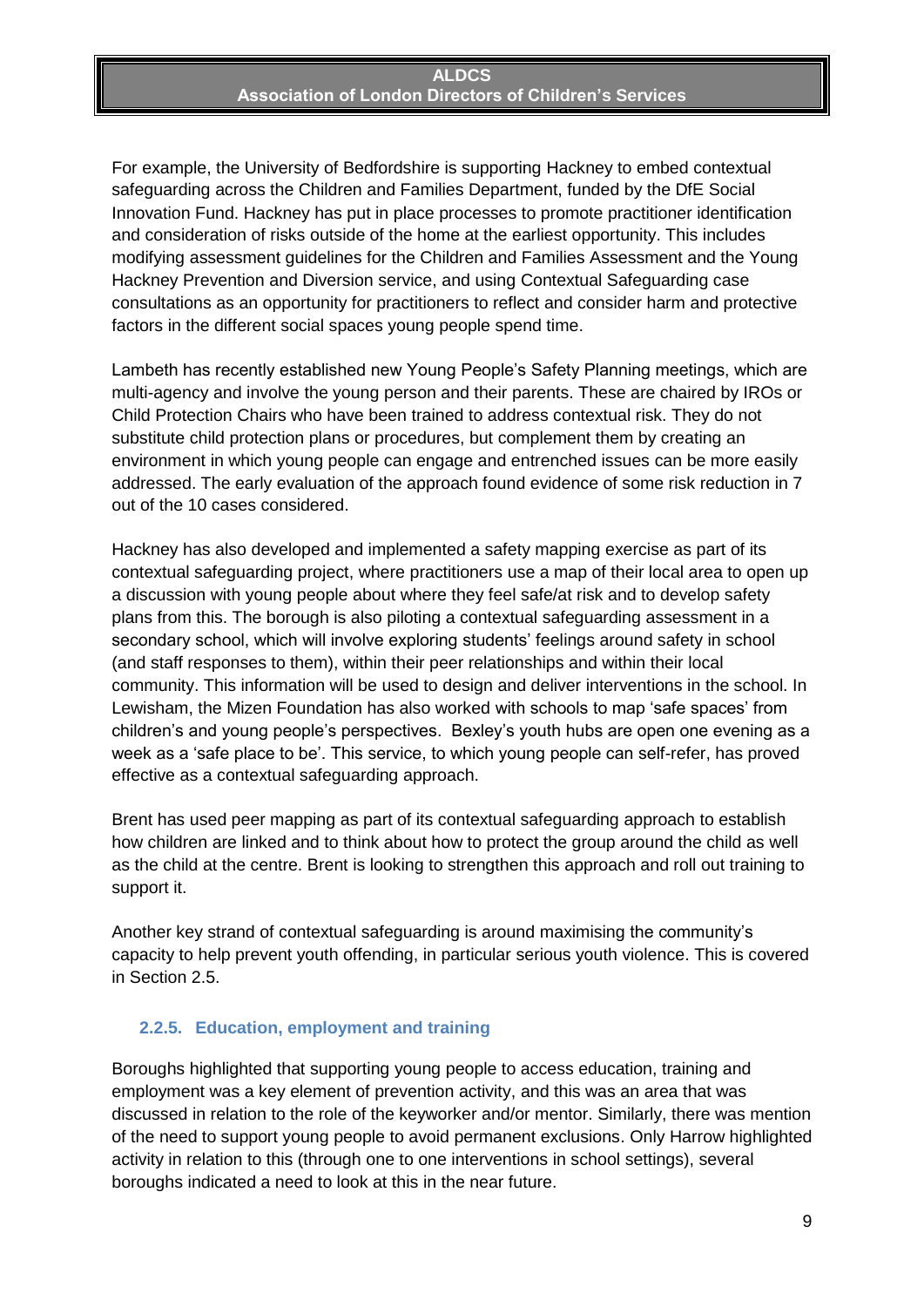For example, the University of Bedfordshire is supporting Hackney to embed contextual safeguarding across the Children and Families Department, funded by the DfE Social Innovation Fund. Hackney has put in place processes to promote practitioner identification and consideration of risks outside of the home at the earliest opportunity. This includes modifying assessment guidelines for the Children and Families Assessment and the Young Hackney Prevention and Diversion service, and using Contextual Safeguarding case consultations as an opportunity for practitioners to reflect and consider harm and protective factors in the different social spaces young people spend time.

Lambeth has recently established new Young People's Safety Planning meetings, which are multi-agency and involve the young person and their parents. These are chaired by IROs or Child Protection Chairs who have been trained to address contextual risk. They do not substitute child protection plans or procedures, but complement them by creating an environment in which young people can engage and entrenched issues can be more easily addressed. The early evaluation of the approach found evidence of some risk reduction in 7 out of the 10 cases considered.

Hackney has also developed and implemented a safety mapping exercise as part of its contextual safeguarding project, where practitioners use a map of their local area to open up a discussion with young people about where they feel safe/at risk and to develop safety plans from this. The borough is also piloting a contextual safeguarding assessment in a secondary school, which will involve exploring students' feelings around safety in school (and staff responses to them), within their peer relationships and within their local community. This information will be used to design and deliver interventions in the school. In Lewisham, the Mizen Foundation has also worked with schools to map 'safe spaces' from children's and young people's perspectives. Bexley's youth hubs are open one evening as a week as a 'safe place to be'. This service, to which young people can self-refer, has proved effective as a contextual safeguarding approach.

Brent has used peer mapping as part of its contextual safeguarding approach to establish how children are linked and to think about how to protect the group around the child as well as the child at the centre. Brent is looking to strengthen this approach and roll out training to support it.

Another key strand of contextual safeguarding is around maximising the community's capacity to help prevent youth offending, in particular serious youth violence. This is covered in Section 2.5.

### 2.2.5. Education, employment and training

Boroughs highlighted that supporting young people to access education, training and employment was a key element of prevention activity, and this was an area that was discussed in relation to the role of the keyworker and/or mentor. Similarly, there was mention of the need to support young people to avoid permanent exclusions. Only Harrow highlighted activity in relation to this (through one to one interventions in school settings), several boroughs indicated a need to look at this in the near future.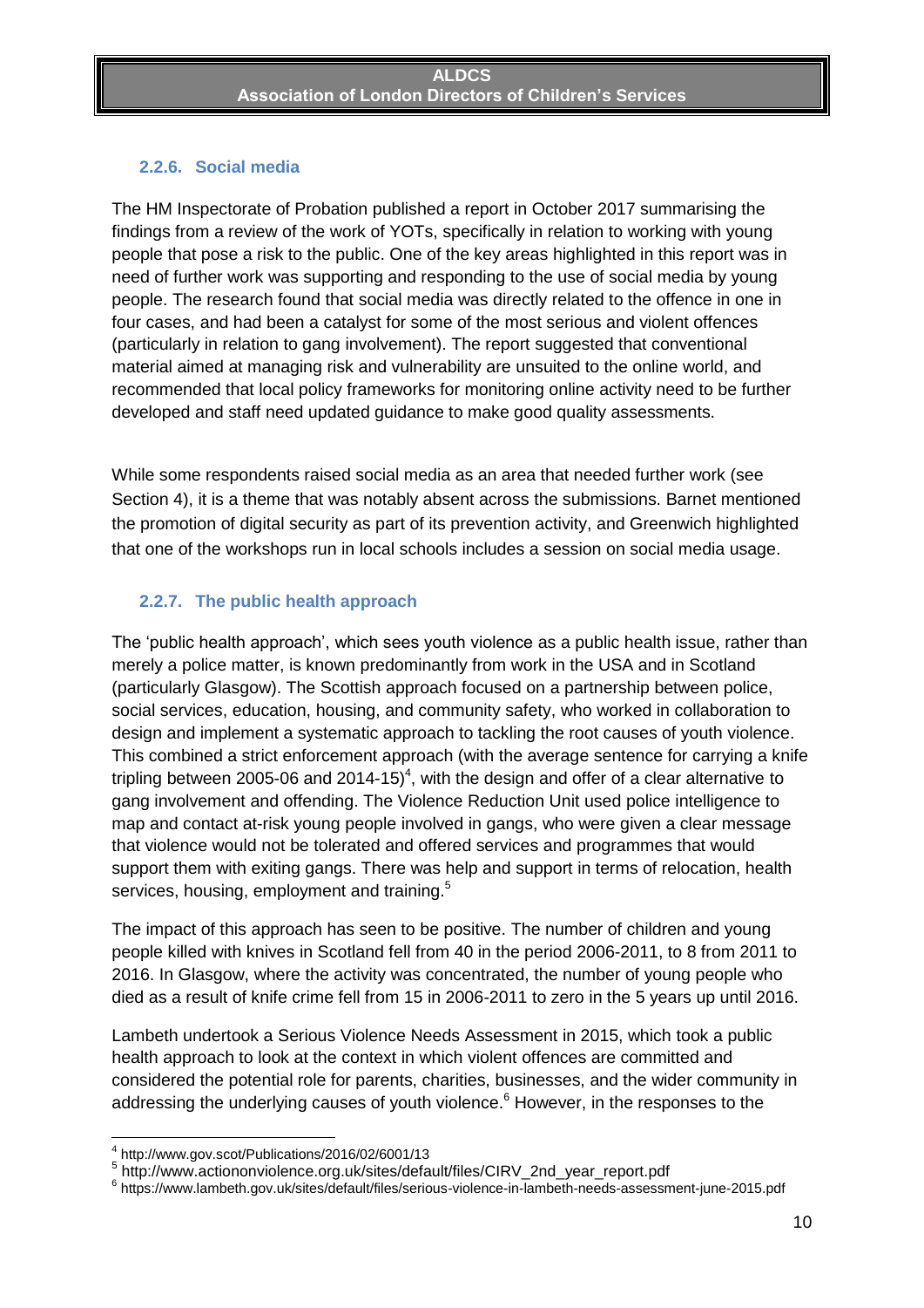### 2.2.6. Social media

The HM Inspectorate of Probation published a report in October 2017 summarising the findings from a review of the work of YOTs, specifically in relation to working with young people that pose a risk to the public. One of the key areas highlighted in this report was in need of further work was supporting and responding to the use of social media by young people. The research found that social media was directly related to the offence in one in four cases, and had been a catalyst for some of the most serious and violent offences (particularly in relation to gang involvement). The report suggested that conventional material aimed at managing risk and vulnerability are unsuited to the online world, and recommended that local policy frameworks for monitoring online activity need to be further developed and staff need updated guidance to make good quality assessments.

While some respondents raised social media as an area that needed further work (see Section 4), it is a theme that was notably absent across the submissions. Barnet mentioned the promotion of digital security as part of its prevention activity, and Greenwich highlighted that one of the workshops run in local schools includes a session on social media usage.

### 2.2.7. The public health approach

The 'public health approach', which sees youth violence as a public health issue, rather than merely a police matter, is known predominantly from work in the USA and in Scotland (particularly Glasgow). The Scottish approach focused on a partnership between police, social services, education, housing, and community safety, who worked in collaboration to design and implement a systematic approach to tackling the root causes of youth violence. This combined a strict enforcement approach (with the average sentence for carrying a knife tripling between 2005-06 and 2014-15)[4], with the design and offer of a clear alternative to gang involvement and offending. The Violence Reduction Unit used police intelligence to map and contact at-risk young people involved in gangs, who were given a clear message that violence would not be tolerated and offered services and programmes that would support them with exiting gangs. There was help and support in terms of relocation, health services, housing, employment and training.[5]

The impact of this approach has seen to be positive. The number of children and young people killed with knives in Scotland fell from 40 in the period 2006-2011, to 8 from 2011 to 2016. In Glasgow, where the activity was concentrated, the number of young people who died as a result of knife crime fell from 15 in 2006-2011 to zero in the 5 years up until 2016.

Lambeth undertook a Serious Violence Needs Assessment in 2015, which took a public health approach to look at the context in which violent offences are committed and considered the potential role for parents, charities, businesses, and the wider community in addressing the underlying causes of youth violence.[6] However, in the responses to the

---

[4] http://www.gov.scot/Publications/2016/02/6001/13

[5] http://www.actiononviolence.org.uk/sites/default/files/CIRV_2nd_year_report.pdf

[6] https://www.lambeth.gov.uk/sites/default/files/serious-violence-in-lambeth-needs-assessment-june-2015.pdf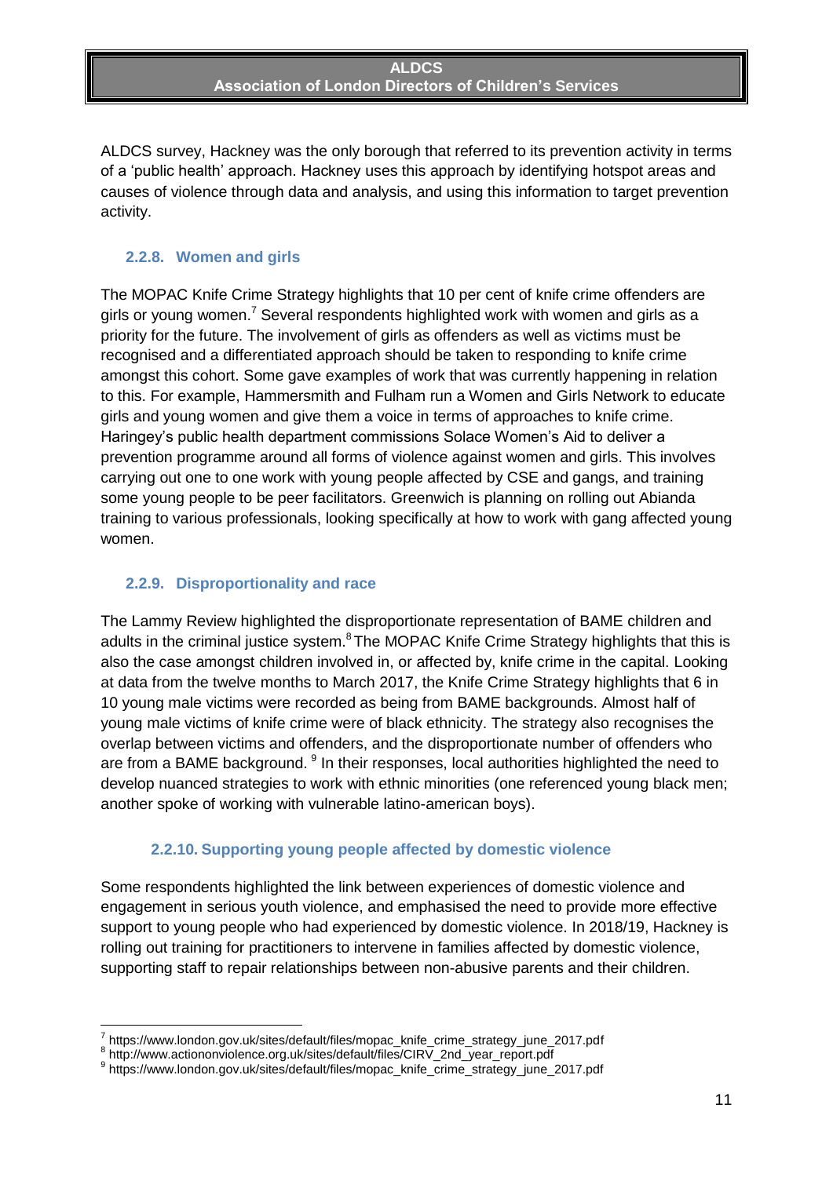ALDCS survey, Hackney was the only borough that referred to its prevention activity in terms of a 'public health' approach. Hackney uses this approach by identifying hotspot areas and causes of violence through data and analysis, and using this information to target prevention activity.

### 2.2.8. Women and girls

The MOPAC Knife Crime Strategy highlights that 10 per cent of knife crime offenders are girls or young women.[7] Several respondents highlighted work with women and girls as a priority for the future. The involvement of girls as offenders as well as victims must be recognised and a differentiated approach should be taken to responding to knife crime amongst this cohort. Some gave examples of work that was currently happening in relation to this. For example, Hammersmith and Fulham run a Women and Girls Network to educate girls and young women and give them a voice in terms of approaches to knife crime. Haringey's public health department commissions Solace Women's Aid to deliver a prevention programme around all forms of violence against women and girls. This involves carrying out one to one work with young people affected by CSE and gangs, and training some young people to be peer facilitators. Greenwich is planning on rolling out Abianda training to various professionals, looking specifically at how to work with gang affected young women.

### 2.2.9. Disproportionality and race

The Lammy Review highlighted the disproportionate representation of BAME children and adults in the criminal justice system.[8] The MOPAC Knife Crime Strategy highlights that this is also the case amongst children involved in, or affected by, knife crime in the capital. Looking at data from the twelve months to March 2017, the Knife Crime Strategy highlights that 6 in 10 young male victims were recorded as being from BAME backgrounds. Almost half of young male victims of knife crime were of black ethnicity. The strategy also recognises the overlap between victims and offenders, and the disproportionate number of offenders who are from a BAME background.[9] In their responses, local authorities highlighted the need to develop nuanced strategies to work with ethnic minorities (one referenced young black men; another spoke of working with vulnerable latino-american boys).

### 2.2.10. Supporting young people affected by domestic violence

Some respondents highlighted the link between experiences of domestic violence and engagement in serious youth violence, and emphasised the need to provide more effective support to young people who had experienced by domestic violence. In 2018/19, Hackney is rolling out training for practitioners to intervene in families affected by domestic violence, supporting staff to repair relationships between non-abusive parents and their children.

---

[7] https://www.london.gov.uk/sites/default/files/mopac_knife_crime_strategy_june_2017.pdf
[8] http://www.actiononviolence.org.uk/sites/default/files/CIRV_2nd_year_report.pdf
[9] https://www.london.gov.uk/sites/default/files/mopac_knife_crime_strategy_june_2017.pdf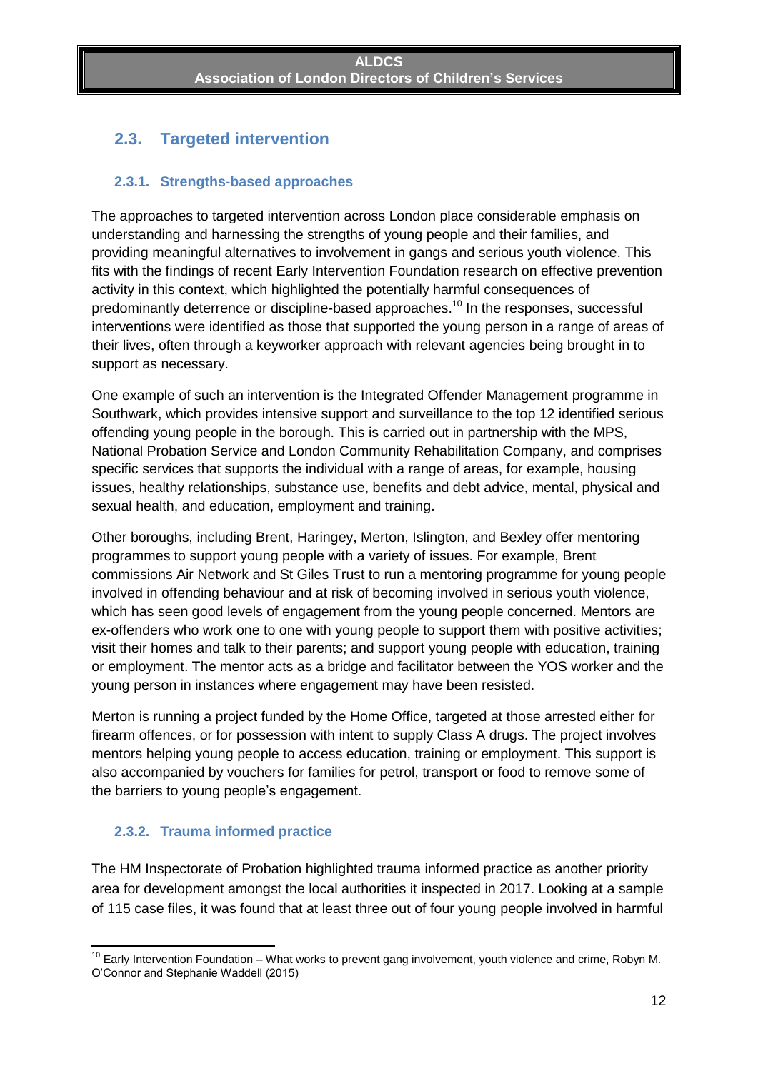## 2.3. Targeted intervention

### 2.3.1. Strengths-based approaches

The approaches to targeted intervention across London place considerable emphasis on understanding and harnessing the strengths of young people and their families, and providing meaningful alternatives to involvement in gangs and serious youth violence. This fits with the findings of recent Early Intervention Foundation research on effective prevention activity in this context, which highlighted the potentially harmful consequences of predominantly deterrence or discipline-based approaches.[10] In the responses, successful interventions were identified as those that supported the young person in a range of areas of their lives, often through a keyworker approach with relevant agencies being brought in to support as necessary.

One example of such an intervention is the Integrated Offender Management programme in Southwark, which provides intensive support and surveillance to the top 12 identified serious offending young people in the borough. This is carried out in partnership with the MPS, National Probation Service and London Community Rehabilitation Company, and comprises specific services that supports the individual with a range of areas, for example, housing issues, healthy relationships, substance use, benefits and debt advice, mental, physical and sexual health, and education, employment and training.

Other boroughs, including Brent, Haringey, Merton, Islington, and Bexley offer mentoring programmes to support young people with a variety of issues. For example, Brent commissions Air Network and St Giles Trust to run a mentoring programme for young people involved in offending behaviour and at risk of becoming involved in serious youth violence, which has seen good levels of engagement from the young people concerned. Mentors are ex-offenders who work one to one with young people to support them with positive activities; visit their homes and talk to their parents; and support young people with education, training or employment. The mentor acts as a bridge and facilitator between the YOS worker and the young person in instances where engagement may have been resisted.

Merton is running a project funded by the Home Office, targeted at those arrested either for firearm offences, or for possession with intent to supply Class A drugs. The project involves mentors helping young people to access education, training or employment. This support is also accompanied by vouchers for families for petrol, transport or food to remove some of the barriers to young people's engagement.

### 2.3.2. Trauma informed practice

The HM Inspectorate of Probation highlighted trauma informed practice as another priority area for development amongst the local authorities it inspected in 2017. Looking at a sample of 115 case files, it was found that at least three out of four young people involved in harmful

---

[10] Early Intervention Foundation – What works to prevent gang involvement, youth violence and crime, Robyn M. O'Connor and Stephanie Waddell (2015)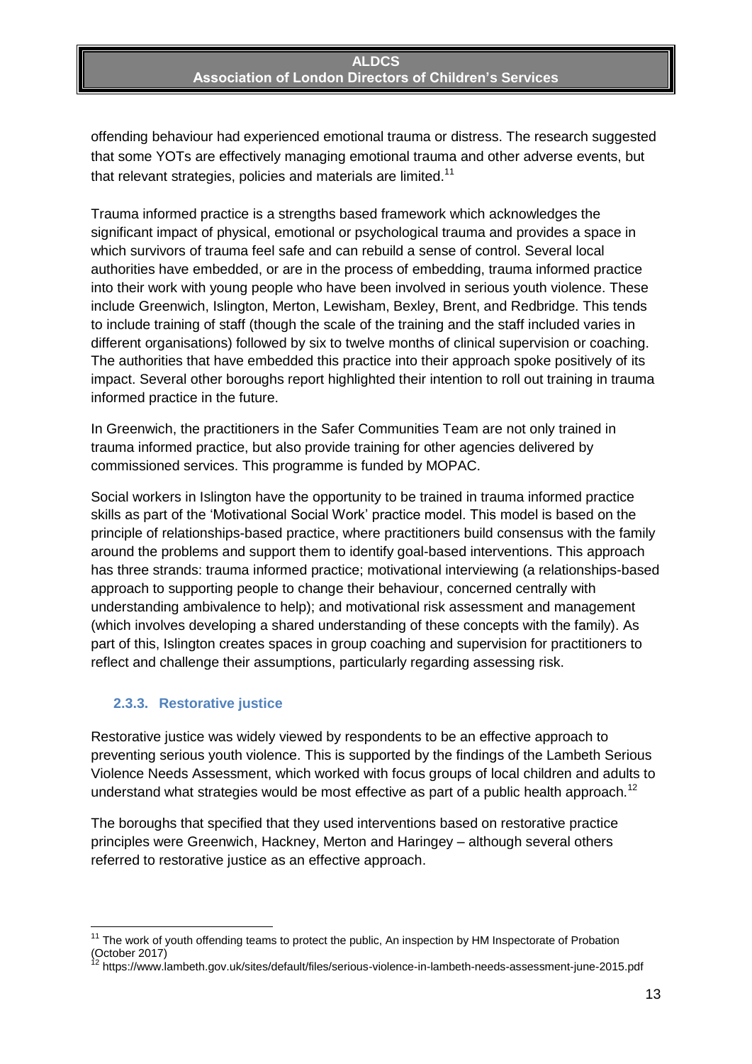offending behaviour had experienced emotional trauma or distress. The research suggested that some YOTs are effectively managing emotional trauma and other adverse events, but that relevant strategies, policies and materials are limited.[11]

Trauma informed practice is a strengths based framework which acknowledges the significant impact of physical, emotional or psychological trauma and provides a space in which survivors of trauma feel safe and can rebuild a sense of control. Several local authorities have embedded, or are in the process of embedding, trauma informed practice into their work with young people who have been involved in serious youth violence. These include Greenwich, Islington, Merton, Lewisham, Bexley, Brent, and Redbridge. This tends to include training of staff (though the scale of the training and the staff included varies in different organisations) followed by six to twelve months of clinical supervision or coaching. The authorities that have embedded this practice into their approach spoke positively of its impact. Several other boroughs report highlighted their intention to roll out training in trauma informed practice in the future.

In Greenwich, the practitioners in the Safer Communities Team are not only trained in trauma informed practice, but also provide training for other agencies delivered by commissioned services. This programme is funded by MOPAC.

Social workers in Islington have the opportunity to be trained in trauma informed practice skills as part of the 'Motivational Social Work' practice model. This model is based on the principle of relationships-based practice, where practitioners build consensus with the family around the problems and support them to identify goal-based interventions. This approach has three strands: trauma informed practice; motivational interviewing (a relationships-based approach to supporting people to change their behaviour, concerned centrally with understanding ambivalence to help); and motivational risk assessment and management (which involves developing a shared understanding of these concepts with the family). As part of this, Islington creates spaces in group coaching and supervision for practitioners to reflect and challenge their assumptions, particularly regarding assessing risk.

### 2.3.3. Restorative justice

Restorative justice was widely viewed by respondents to be an effective approach to preventing serious youth violence. This is supported by the findings of the Lambeth Serious Violence Needs Assessment, which worked with focus groups of local children and adults to understand what strategies would be most effective as part of a public health approach.[12]

The boroughs that specified that they used interventions based on restorative practice principles were Greenwich, Hackney, Merton and Haringey – although several others referred to restorative justice as an effective approach.

---

[11] The work of youth offending teams to protect the public, An inspection by HM Inspectorate of Probation (October 2017)

[12] https://www.lambeth.gov.uk/sites/default/files/serious-violence-in-lambeth-needs-assessment-june-2015.pdf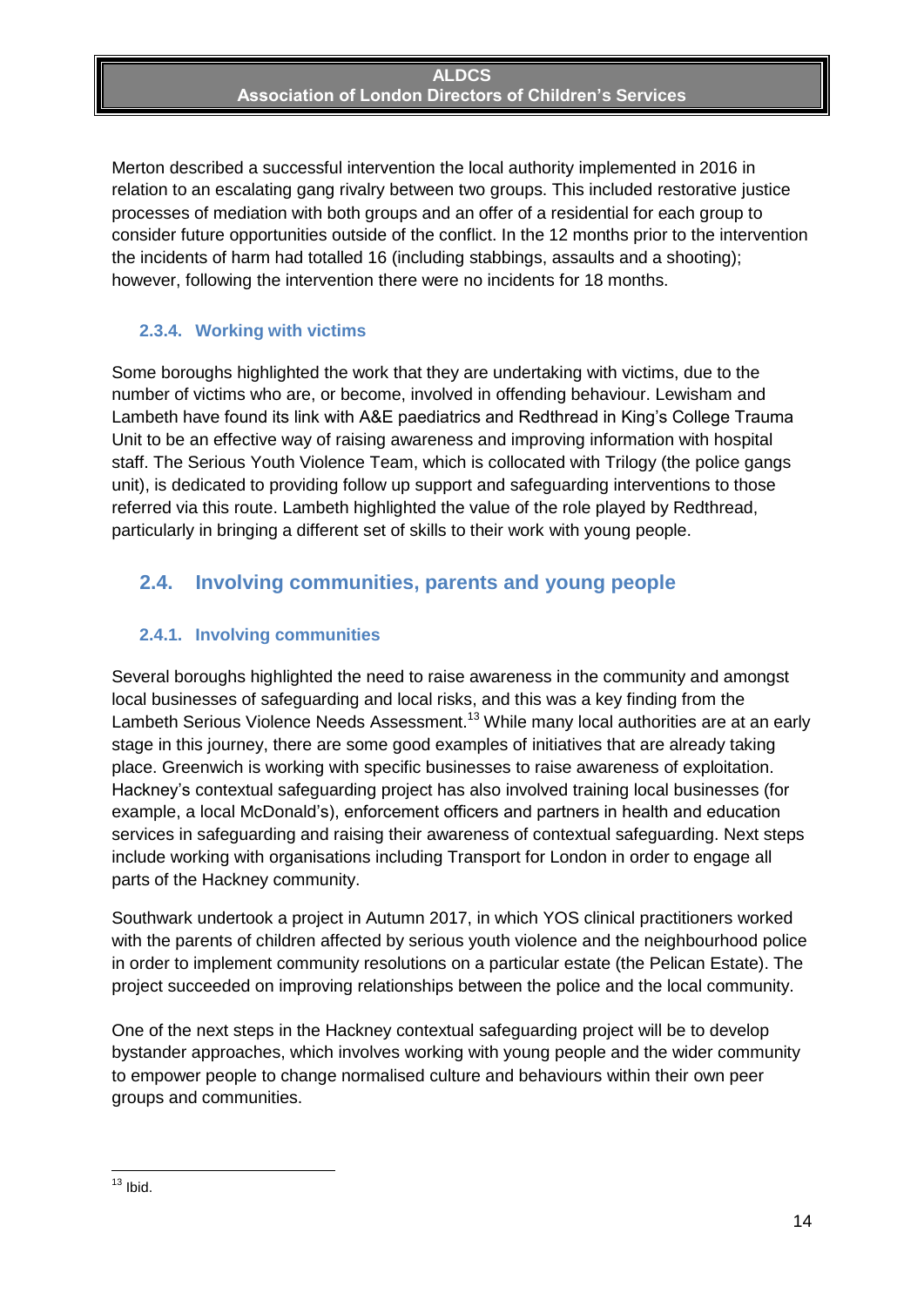Merton described a successful intervention the local authority implemented in 2016 in relation to an escalating gang rivalry between two groups. This included restorative justice processes of mediation with both groups and an offer of a residential for each group to consider future opportunities outside of the conflict. In the 12 months prior to the intervention the incidents of harm had totalled 16 (including stabbings, assaults and a shooting); however, following the intervention there were no incidents for 18 months.

#### 2.3.4. Working with victims

Some boroughs highlighted the work that they are undertaking with victims, due to the number of victims who are, or become, involved in offending behaviour. Lewisham and Lambeth have found its link with A&E paediatrics and Redthread in King's College Trauma Unit to be an effective way of raising awareness and improving information with hospital staff. The Serious Youth Violence Team, which is collocated with Trilogy (the police gangs unit), is dedicated to providing follow up support and safeguarding interventions to those referred via this route. Lambeth highlighted the value of the role played by Redthread, particularly in bringing a different set of skills to their work with young people.

### 2.4. Involving communities, parents and young people

#### 2.4.1. Involving communities

Several boroughs highlighted the need to raise awareness in the community and amongst local businesses of safeguarding and local risks, and this was a key finding from the Lambeth Serious Violence Needs Assessment.[13] While many local authorities are at an early stage in this journey, there are some good examples of initiatives that are already taking place. Greenwich is working with specific businesses to raise awareness of exploitation. Hackney's contextual safeguarding project has also involved training local businesses (for example, a local McDonald's), enforcement officers and partners in health and education services in safeguarding and raising their awareness of contextual safeguarding. Next steps include working with organisations including Transport for London in order to engage all parts of the Hackney community.

Southwark undertook a project in Autumn 2017, in which YOS clinical practitioners worked with the parents of children affected by serious youth violence and the neighbourhood police in order to implement community resolutions on a particular estate (the Pelican Estate). The project succeeded on improving relationships between the police and the local community.

One of the next steps in the Hackney contextual safeguarding project will be to develop bystander approaches, which involves working with young people and the wider community to empower people to change normalised culture and behaviours within their own peer groups and communities.

---

[13] Ibid.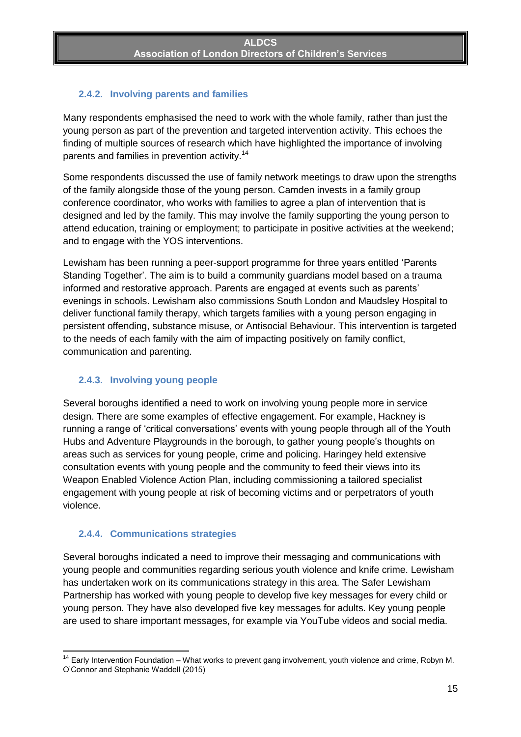#### 2.4.2. Involving parents and families

Many respondents emphasised the need to work with the whole family, rather than just the young person as part of the prevention and targeted intervention activity. This echoes the finding of multiple sources of research which have highlighted the importance of involving parents and families in prevention activity.[14]

Some respondents discussed the use of family network meetings to draw upon the strengths of the family alongside those of the young person. Camden invests in a family group conference coordinator, who works with families to agree a plan of intervention that is designed and led by the family. This may involve the family supporting the young person to attend education, training or employment; to participate in positive activities at the weekend; and to engage with the YOS interventions.

Lewisham has been running a peer-support programme for three years entitled 'Parents Standing Together'. The aim is to build a community guardians model based on a trauma informed and restorative approach. Parents are engaged at events such as parents' evenings in schools. Lewisham also commissions South London and Maudsley Hospital to deliver functional family therapy, which targets families with a young person engaging in persistent offending, substance misuse, or Antisocial Behaviour. This intervention is targeted to the needs of each family with the aim of impacting positively on family conflict, communication and parenting.

#### 2.4.3. Involving young people

Several boroughs identified a need to work on involving young people more in service design. There are some examples of effective engagement. For example, Hackney is running a range of 'critical conversations' events with young people through all of the Youth Hubs and Adventure Playgrounds in the borough, to gather young people's thoughts on areas such as services for young people, crime and policing. Haringey held extensive consultation events with young people and the community to feed their views into its Weapon Enabled Violence Action Plan, including commissioning a tailored specialist engagement with young people at risk of becoming victims and or perpetrators of youth violence.

#### 2.4.4. Communications strategies

Several boroughs indicated a need to improve their messaging and communications with young people and communities regarding serious youth violence and knife crime. Lewisham has undertaken work on its communications strategy in this area. The Safer Lewisham Partnership has worked with young people to develop five key messages for every child or young person. They have also developed five key messages for adults. Key young people are used to share important messages, for example via YouTube videos and social media.

---

[14] Early Intervention Foundation – What works to prevent gang involvement, youth violence and crime, Robyn M. O'Connor and Stephanie Waddell (2015)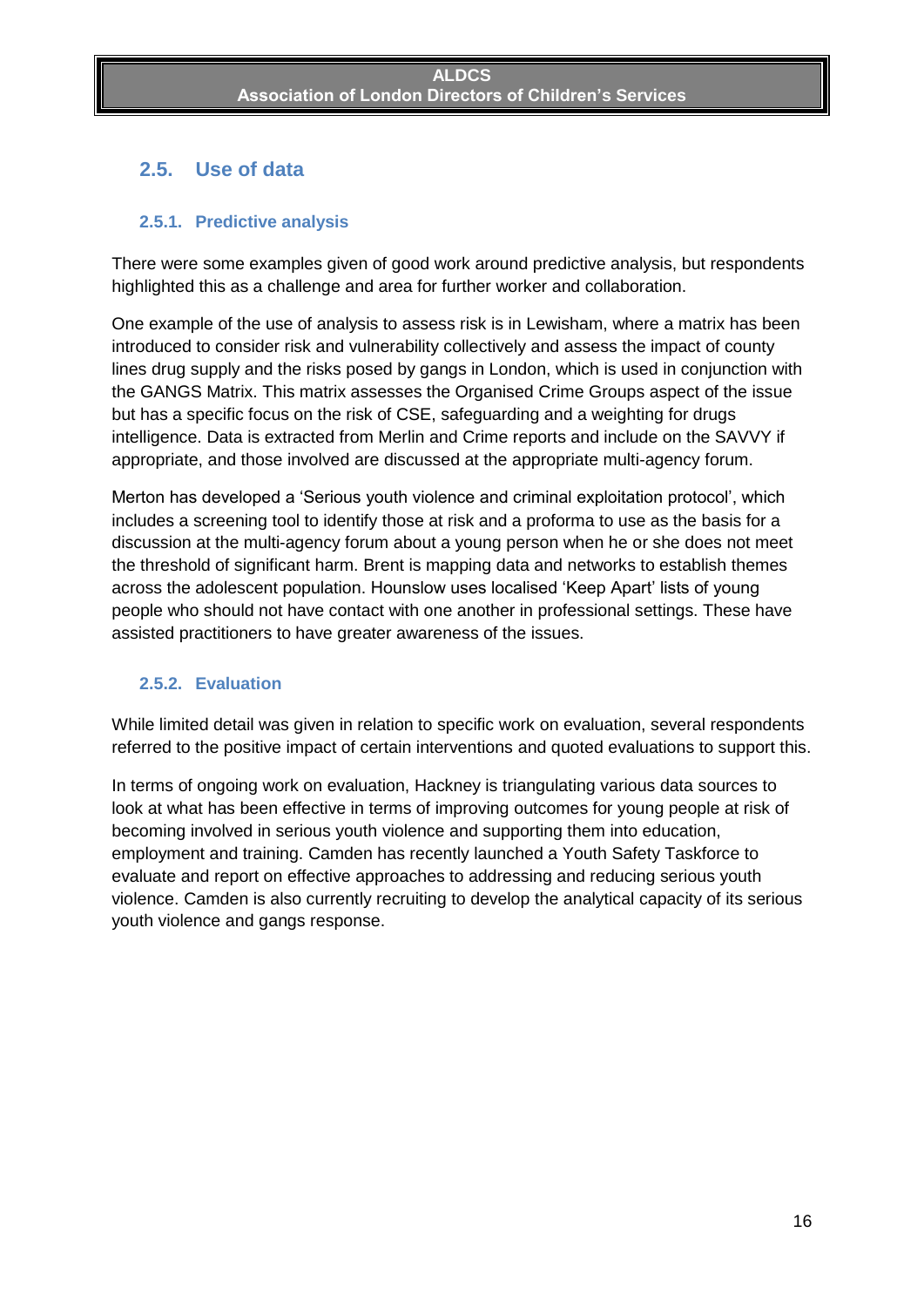## 2.5. Use of data

### 2.5.1. Predictive analysis

There were some examples given of good work around predictive analysis, but respondents highlighted this as a challenge and area for further worker and collaboration.

One example of the use of analysis to assess risk is in Lewisham, where a matrix has been introduced to consider risk and vulnerability collectively and assess the impact of county lines drug supply and the risks posed by gangs in London, which is used in conjunction with the GANGS Matrix. This matrix assesses the Organised Crime Groups aspect of the issue but has a specific focus on the risk of CSE, safeguarding and a weighting for drugs intelligence. Data is extracted from Merlin and Crime reports and include on the SAVVY if appropriate, and those involved are discussed at the appropriate multi-agency forum.

Merton has developed a 'Serious youth violence and criminal exploitation protocol', which includes a screening tool to identify those at risk and a proforma to use as the basis for a discussion at the multi-agency forum about a young person when he or she does not meet the threshold of significant harm. Brent is mapping data and networks to establish themes across the adolescent population. Hounslow uses localised 'Keep Apart' lists of young people who should not have contact with one another in professional settings. These have assisted practitioners to have greater awareness of the issues.

### 2.5.2. Evaluation

While limited detail was given in relation to specific work on evaluation, several respondents referred to the positive impact of certain interventions and quoted evaluations to support this.

In terms of ongoing work on evaluation, Hackney is triangulating various data sources to look at what has been effective in terms of improving outcomes for young people at risk of becoming involved in serious youth violence and supporting them into education, employment and training. Camden has recently launched a Youth Safety Taskforce to evaluate and report on effective approaches to addressing and reducing serious youth violence. Camden is also currently recruiting to develop the analytical capacity of its serious youth violence and gangs response.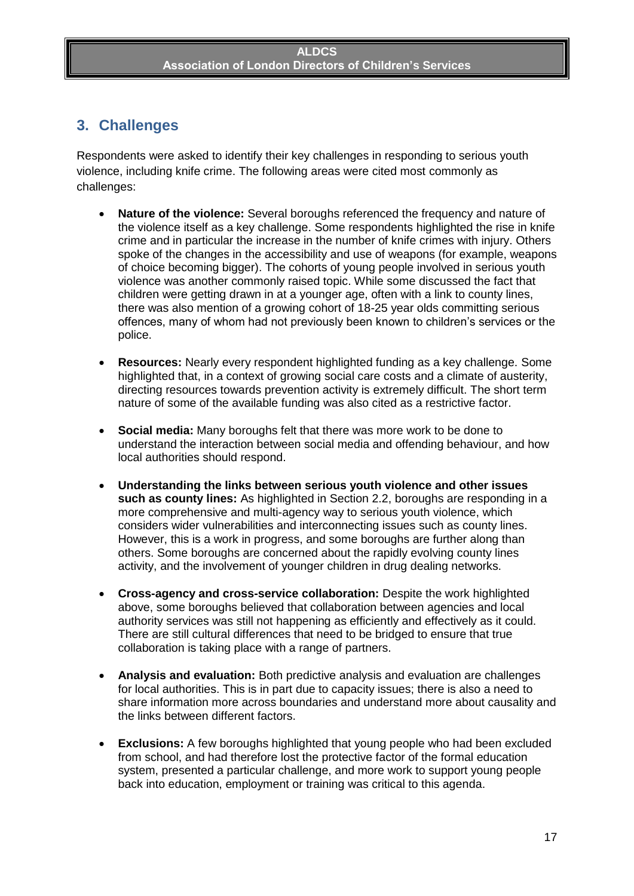## 3. Challenges

Respondents were asked to identify their key challenges in responding to serious youth violence, including knife crime. The following areas were cited most commonly as challenges:

- **Nature of the violence:** Several boroughs referenced the frequency and nature of the violence itself as a key challenge. Some respondents highlighted the rise in knife crime and in particular the increase in the number of knife crimes with injury. Others spoke of the changes in the accessibility and use of weapons (for example, weapons of choice becoming bigger). The cohorts of young people involved in serious youth violence was another commonly raised topic. While some discussed the fact that children were getting drawn in at a younger age, often with a link to county lines, there was also mention of a growing cohort of 18-25 year olds committing serious offences, many of whom had not previously been known to children's services or the police.

- **Resources:** Nearly every respondent highlighted funding as a key challenge. Some highlighted that, in a context of growing social care costs and a climate of austerity, directing resources towards prevention activity is extremely difficult. The short term nature of some of the available funding was also cited as a restrictive factor.

- **Social media:** Many boroughs felt that there was more work to be done to understand the interaction between social media and offending behaviour, and how local authorities should respond.

- **Understanding the links between serious youth violence and other issues such as county lines:** As highlighted in Section 2.2, boroughs are responding in a more comprehensive and multi-agency way to serious youth violence, which considers wider vulnerabilities and interconnecting issues such as county lines. However, this is a work in progress, and some boroughs are further along than others. Some boroughs are concerned about the rapidly evolving county lines activity, and the involvement of younger children in drug dealing networks.

- **Cross-agency and cross-service collaboration:** Despite the work highlighted above, some boroughs believed that collaboration between agencies and local authority services was still not happening as efficiently and effectively as it could. There are still cultural differences that need to be bridged to ensure that true collaboration is taking place with a range of partners.

- **Analysis and evaluation:** Both predictive analysis and evaluation are challenges for local authorities. This is in part due to capacity issues; there is also a need to share information more across boundaries and understand more about causality and the links between different factors.

- **Exclusions:** A few boroughs highlighted that young people who had been excluded from school, and had therefore lost the protective factor of the formal education system, presented a particular challenge, and more work to support young people back into education, employment or training was critical to this agenda.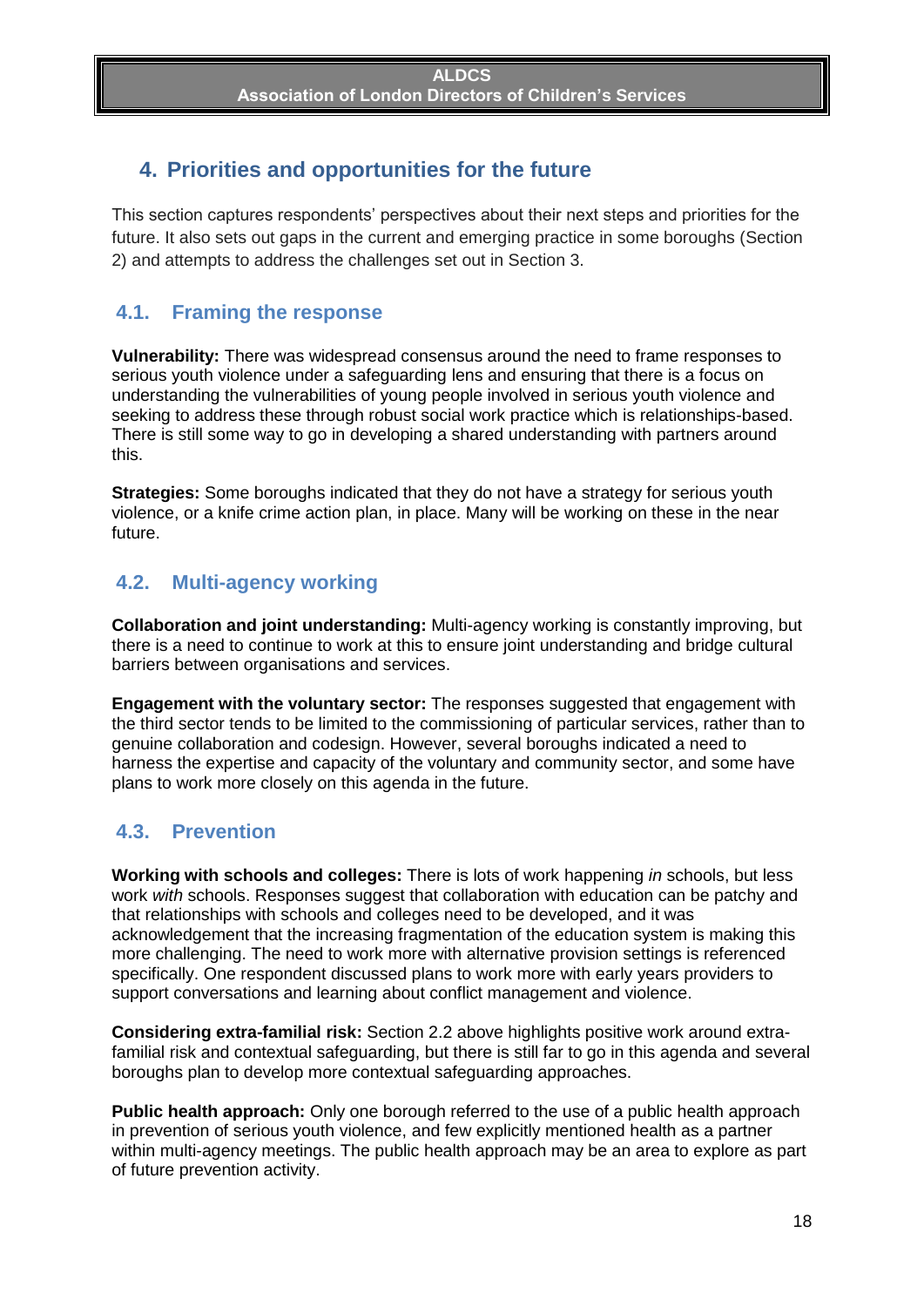## 4. Priorities and opportunities for the future

This section captures respondents' perspectives about their next steps and priorities for the future. It also sets out gaps in the current and emerging practice in some boroughs (Section 2) and attempts to address the challenges set out in Section 3.

### 4.1. Framing the response

**Vulnerability:** There was widespread consensus around the need to frame responses to serious youth violence under a safeguarding lens and ensuring that there is a focus on understanding the vulnerabilities of young people involved in serious youth violence and seeking to address these through robust social work practice which is relationships-based. There is still some way to go in developing a shared understanding with partners around this.

**Strategies:** Some boroughs indicated that they do not have a strategy for serious youth violence, or a knife crime action plan, in place. Many will be working on these in the near future.

### 4.2. Multi-agency working

**Collaboration and joint understanding:** Multi-agency working is constantly improving, but there is a need to continue to work at this to ensure joint understanding and bridge cultural barriers between organisations and services.

**Engagement with the voluntary sector:** The responses suggested that engagement with the third sector tends to be limited to the commissioning of particular services, rather than to genuine collaboration and codesign. However, several boroughs indicated a need to harness the expertise and capacity of the voluntary and community sector, and some have plans to work more closely on this agenda in the future.

### 4.3. Prevention

**Working with schools and colleges:** There is lots of work happening *in* schools, but less work *with* schools. Responses suggest that collaboration with education can be patchy and that relationships with schools and colleges need to be developed, and it was acknowledgement that the increasing fragmentation of the education system is making this more challenging. The need to work more with alternative provision settings is referenced specifically. One respondent discussed plans to work more with early years providers to support conversations and learning about conflict management and violence.

**Considering extra-familial risk:** Section 2.2 above highlights positive work around extra-familial risk and contextual safeguarding, but there is still far to go in this agenda and several boroughs plan to develop more contextual safeguarding approaches.

**Public health approach:** Only one borough referred to the use of a public health approach in prevention of serious youth violence, and few explicitly mentioned health as a partner within multi-agency meetings. The public health approach may be an area to explore as part of future prevention activity.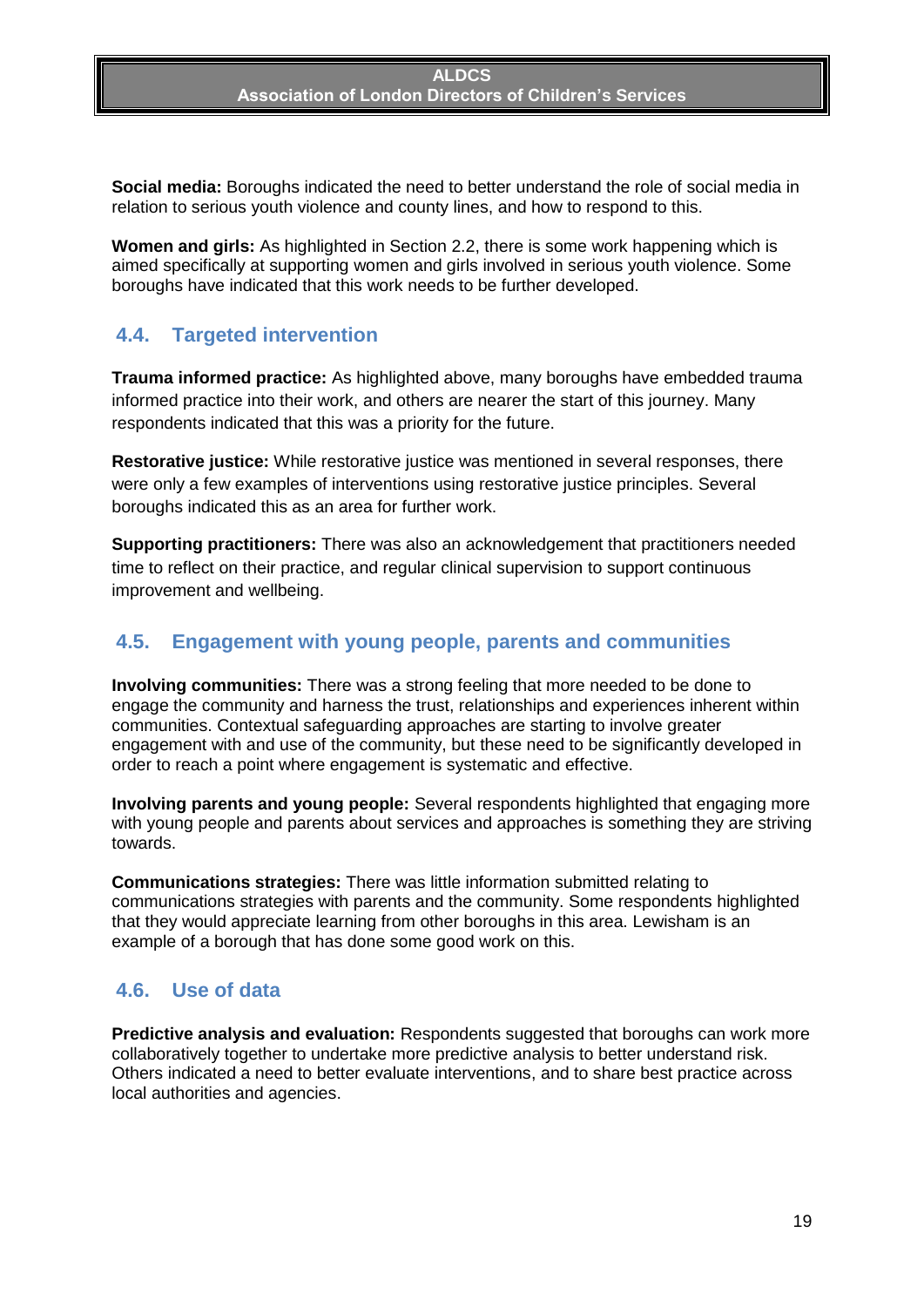**Social media:** Boroughs indicated the need to better understand the role of social media in relation to serious youth violence and county lines, and how to respond to this.

**Women and girls:** As highlighted in Section 2.2, there is some work happening which is aimed specifically at supporting women and girls involved in serious youth violence. Some boroughs have indicated that this work needs to be further developed.

## 4.4. Targeted intervention

**Trauma informed practice:** As highlighted above, many boroughs have embedded trauma informed practice into their work, and others are nearer the start of this journey. Many respondents indicated that this was a priority for the future.

**Restorative justice:** While restorative justice was mentioned in several responses, there were only a few examples of interventions using restorative justice principles. Several boroughs indicated this as an area for further work.

**Supporting practitioners:** There was also an acknowledgement that practitioners needed time to reflect on their practice, and regular clinical supervision to support continuous improvement and wellbeing.

## 4.5. Engagement with young people, parents and communities

**Involving communities:** There was a strong feeling that more needed to be done to engage the community and harness the trust, relationships and experiences inherent within communities. Contextual safeguarding approaches are starting to involve greater engagement with and use of the community, but these need to be significantly developed in order to reach a point where engagement is systematic and effective.

**Involving parents and young people:** Several respondents highlighted that engaging more with young people and parents about services and approaches is something they are striving towards.

**Communications strategies:** There was little information submitted relating to communications strategies with parents and the community. Some respondents highlighted that they would appreciate learning from other boroughs in this area. Lewisham is an example of a borough that has done some good work on this.

## 4.6. Use of data

**Predictive analysis and evaluation:** Respondents suggested that boroughs can work more collaboratively together to undertake more predictive analysis to better understand risk. Others indicated a need to better evaluate interventions, and to share best practice across local authorities and agencies.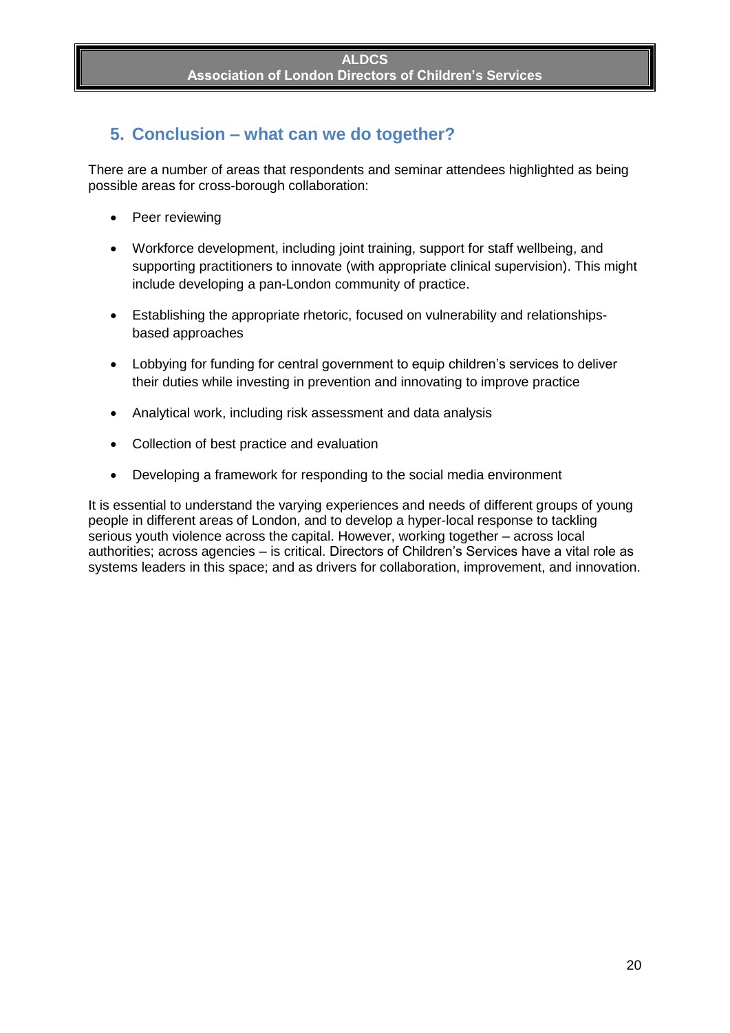## 5. Conclusion – what can we do together?

There are a number of areas that respondents and seminar attendees highlighted as being possible areas for cross-borough collaboration:

- Peer reviewing
- Workforce development, including joint training, support for staff wellbeing, and supporting practitioners to innovate (with appropriate clinical supervision). This might include developing a pan-London community of practice.
- Establishing the appropriate rhetoric, focused on vulnerability and relationships-based approaches
- Lobbying for funding for central government to equip children's services to deliver their duties while investing in prevention and innovating to improve practice
- Analytical work, including risk assessment and data analysis
- Collection of best practice and evaluation
- Developing a framework for responding to the social media environment

It is essential to understand the varying experiences and needs of different groups of young people in different areas of London, and to develop a hyper-local response to tackling serious youth violence across the capital. However, working together – across local authorities; across agencies – is critical. Directors of Children's Services have a vital role as systems leaders in this space; and as drivers for collaboration, improvement, and innovation.